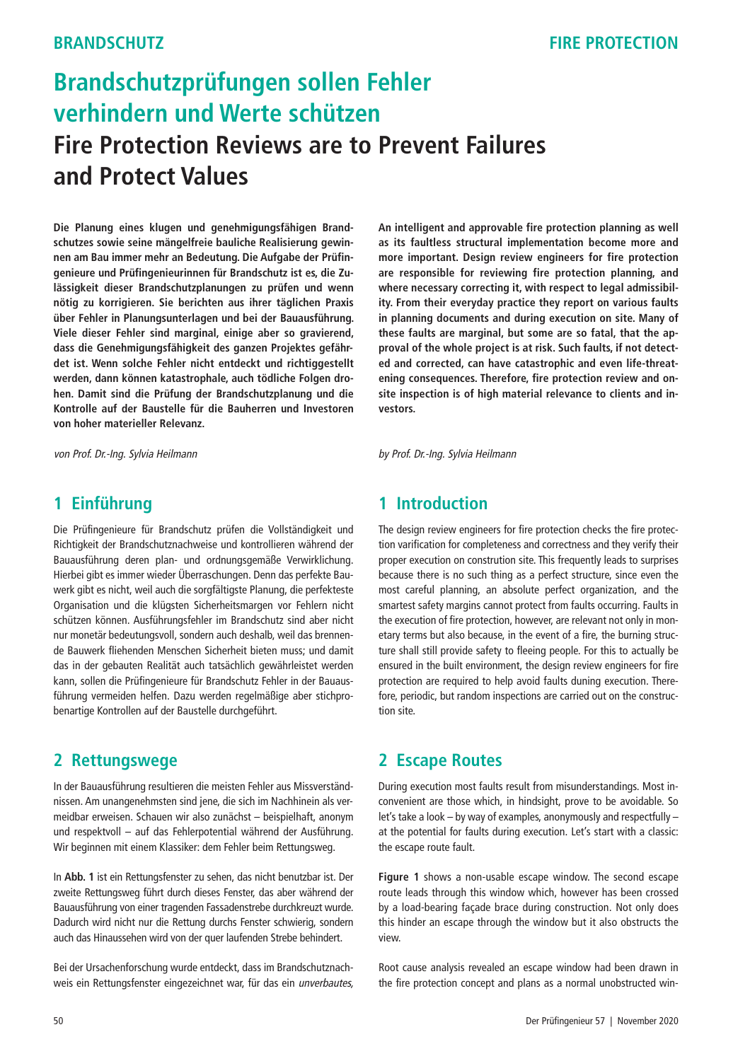BRANDSCHUTZ

FIRE PROTECTION

# Brandschutzprüfungen sollen Fehler verhindern und Werte schützen

# Fire Protection Reviews are to Prevent Failures and Protect Values

**Die Planung eines klugen und genehmigungsfähigen Brandschutzes sowie seine mängelfreie bauliche Realisierung gewinnen am Bau immer mehr an Bedeutung. Die Aufgabe der Prüfingenieure und Prüfingenieurinnen für Brandschutz ist es, die Zulässigkeit dieser Brandschutzplanungen zu prüfen und wenn nötig zu korrigieren. Sie berichten aus ihrer täglichen Praxis über Fehler in Planungsunterlagen und bei der Bauausführung. Viele dieser Fehler sind marginal, einige aber so gravierend, dass die Genehmigungsfähigkeit des ganzen Projektes gefährdet ist. Wenn solche Fehler nicht entdeckt und richtiggestellt werden, dann können katastrophale, auch tödliche Folgen drohen. Damit sind die Prüfung der Brandschutzplanung und die Kontrolle auf der Baustelle für die Bauherren und Investoren von hoher materieller Relevanz.**

*von Prof. Dr.-Ing. Sylvia Heilmann*

## 1 Einführung

Die Prüfingenieure für Brandschutz prüfen die Vollständigkeit und Richtigkeit der Brandschutznachweise und kontrollieren während der Bauausführung deren plan- und ordnungsgemäße Verwirklichung. Hierbei gibt es immer wieder Überraschungen. Denn das perfekte Bauwerk gibt es nicht, weil auch die sorgfältigste Planung, die perfekteste Organisation und die klügsten Sicherheitsmargen vor Fehlern nicht schützen können. Ausführungsfehler im Brandschutz sind aber nicht nur monetär bedeutungsvoll, sondern auch deshalb, weil das brennende Bauwerk fliehenden Menschen Sicherheit bieten muss; und damit das in der gebauten Realität auch tatsächlich gewährleistet werden kann, sollen die Prüfingenieure für Brandschutz Fehler in der Bauausführung vermeiden helfen. Dazu werden regelmäßige aber stichprobenartige Kontrollen auf der Baustelle durchgeführt.

## 2 Rettungswege

In der Bauausführung resultieren die meisten Fehler aus Missverständnissen. Am unangenehmsten sind jene, die sich im Nachhinein als vermeidbar erweisen. Schauen wir also zunächst – beispielhaft, anonym und respektvoll – auf das Fehlerpotential während der Ausführung. Wir beginnen mit einem Klassiker: dem Fehler beim Rettungsweg.

In **Abb. 1** ist ein Rettungsfenster zu sehen, das nicht benutzbar ist. Der zweite Rettungsweg führt durch dieses Fenster, das aber während der Bauausführung von einer tragenden Fassadenstrebe durchkreuzt wurde. Dadurch wird nicht nur die Rettung durchs Fenster schwierig, sondern auch das Hinaussehen wird von der quer laufenden Strebe behindert.

Bei der Ursachenforschung wurde entdeckt, dass im Brandschutznachweis ein Rettungsfenster eingezeichnet war, für das ein *unverbautes,*

**An intelligent and approvable fire protection planning as well as its faultless structural implementation become more and more important. Design review engineers for fire protection are responsible for reviewing fire protection planning, and where necessary correcting it, with respect to legal admissibility. From their everyday practice they report on various faults in planning documents and during execution on site. Many of these faults are marginal, but some are so fatal, that the approval of the whole project is at risk. Such faults, if not detected and corrected, can have catastrophic and even life-threatening consequences. Therefore, fire protection review and on-site inspection is of high material relevance to clients and investors.**

*by Prof. Dr.-Ing. Sylvia Heilmann*

## 1 Introduction

The design review engineers for fire protection checks the fire protection varification for completeness and correctness and they verify their proper execution on constrution site. This frequently leads to surprises because there is no such thing as a perfect structure, since even the most careful planning, an absolute perfect organization, and the smartest safety margins cannot protect from faults occurring. Faults in the execution of fire protection, however, are relevant not only in monetary terms but also because, in the event of a fire, the burning structure shall still provide safety to fleeing people. For this to actually be ensured in the built environment, the design review engineers for fire protection are required to help avoid faults duning execution. Therefore, periodic, but random inspections are carried out on the construction site.

## 2 Escape Routes

During execution most faults result from misunderstandings. Most inconvenient are those which, in hindsight, prove to be avoidable. So let's take a look – by way of examples, anonymously and respectfully – at the potential for faults during execution. Let's start with a classic: the escape route fault.

**Figure 1** shows a non-usable escape window. The second escape route leads through this window which, however has been crossed by a load-bearing façade brace during construction. Not only does this hinder an escape through the window but it also obstructs the view.

Root cause analysis revealed an escape window had been drawn in the fire protection concept and plans as a normal unobstructed win-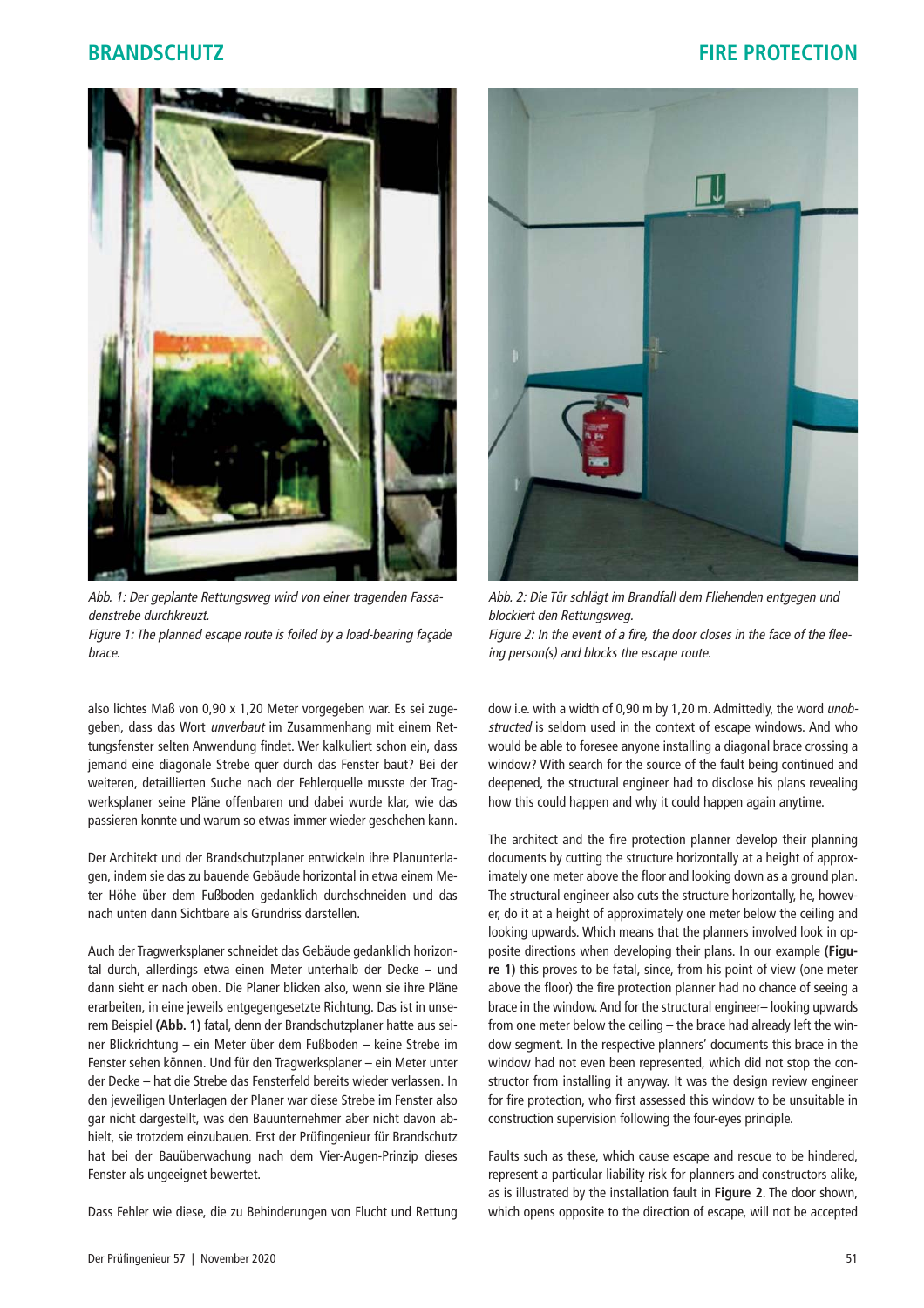Abb. 1: *Der geplante Rettungsweg wird von einer tragenden Fassadenstrebe durchkreuzt.*
*Figure 1: The planned escape route is foiled by a load-bearing façade brace.*

Abb. 2: *Die Tür schlägt im Brandfall dem Fliehenden entgegen und blockiert den Rettungsweg.*
*Figure 2: In the event of a fire, the door closes in the face of the fleeing person(s) and blocks the escape route.*

also lichtes Maß von 0,90 x 1,20 Meter vorgegeben war. Es sei zugegeben, dass das Wort *unverbaut* im Zusammenhang mit einem Rettungsfenster selten Anwendung findet. Wer kalkuliert schon ein, dass jemand eine diagonale Strebe quer durch das Fenster baut? Bei der weiteren, detaillierten Suche nach der Fehlerquelle musste der Tragwerksplaner seine Pläne offenbaren und dabei wurde klar, wie das passieren konnte und warum so etwas immer wieder geschehen kann.

Der Architekt und der Brandschutzplaner entwickeln ihre Planunterlagen, indem sie das zu bauende Gebäude horizontal in etwa einem Meter Höhe über dem Fußboden gedanklich durchschneiden und das nach unten dann Sichtbare als Grundriss darstellen.

Auch der Tragwerksplaner schneidet das Gebäude gedanklich horizontal durch, allerdings etwa einen Meter unterhalb der Decke – und dann sieht er nach oben. Die Planer blicken also, wenn sie ihre Pläne erarbeiten, in eine jeweils entgegengesetzte Richtung. Das ist in unserem Beispiel **(Abb. 1)** fatal, denn der Brandschutzplaner hatte aus seiner Blickrichtung – ein Meter über dem Fußboden – keine Strebe im Fenster sehen können. Und für den Tragwerksplaner – ein Meter unter der Decke – hat die Strebe das Fensterfeld bereits wieder verlassen. In den jeweiligen Unterlagen der Planer war diese Strebe im Fenster also gar nicht dargestellt, was den Bauunternehmer aber nicht davon abhielt, sie trotzdem einzubauen. Erst der Prüfingenieur für Brandschutz hat bei der Bauüberwachung nach dem Vier-Augen-Prinzip dieses Fenster als ungeeignet bewertet.

Dass Fehler wie diese, die zu Behinderungen von Flucht und Rettung

dow i.e. with a width of 0,90 m by 1,20 m. Admittedly, the word *unobstructed* is seldom used in the context of escape windows. And who would be able to foresee anyone installing a diagonal brace crossing a window? With search for the source of the fault being continued and deepened, the structural engineer had to disclose his plans revealing how this could happen and why it could happen again anytime.

The architect and the fire protection planner develop their planning documents by cutting the structure horizontally at a height of approximately one meter above the floor and looking down as a ground plan. The structural engineer also cuts the structure horizontally, he, however, do it at a height of approximately one meter below the ceiling and looking upwards. Which means that the planners involved look in opposite directions when developing their plans. In our example **(Figure 1)** this proves to be fatal, since, from his point of view (one meter above the floor) the fire protection planner had no chance of seeing a brace in the window. And for the structural engineer– looking upwards from one meter below the ceiling – the brace had already left the window segment. In the respective planners' documents this brace in the window had not even been represented, which did not stop the constructor from installing it anyway. It was the design review engineer for fire protection, who first assessed this window to be unsuitable in construction supervision following the four-eyes principle.

Faults such as these, which cause escape and rescue to be hindered, represent a particular liability risk for planners and constructors alike, as is illustrated by the installation fault in **Figure 2**. The door shown, which opens opposite to the direction of escape, will not be accepted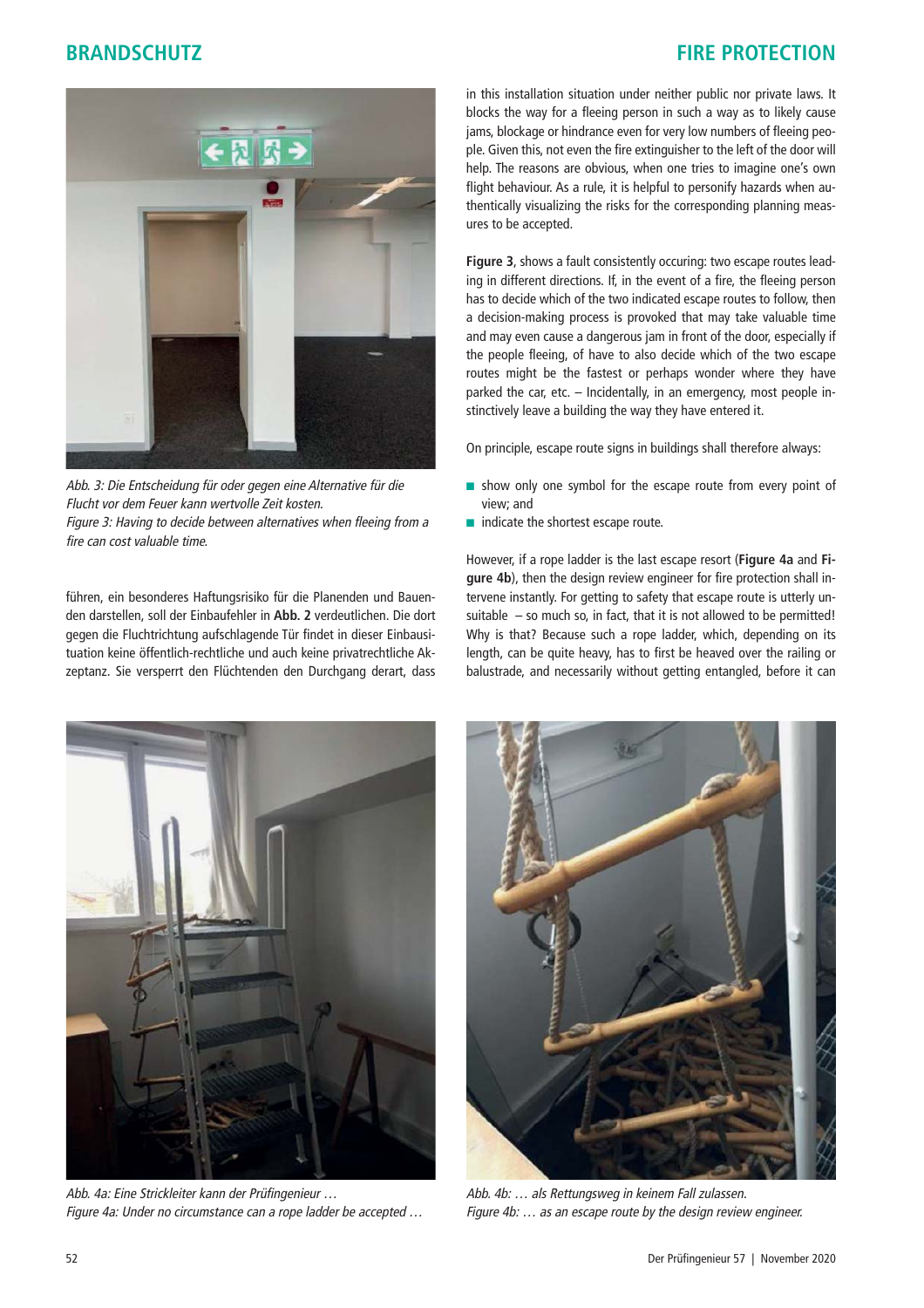Abb. 3: Die Entscheidung für oder gegen eine Alternative für die Flucht vor dem Feuer kann wertvolle Zeit kosten.
*Figure 3: Having to decide between alternatives when fleeing from a fire can cost valuable time.*

führen, ein besonderes Haftungsrisiko für die Planenden und Bauenden darstellen, soll der Einbaufehler in **Abb. 2** verdeutlichen. Die dort gegen die Fluchtrichtung aufschlagende Tür findet in dieser Einbausituation keine öffentlich-rechtliche und auch keine privatrechtliche Akzeptanz. Sie versperrt den Flüchtenden den Durchgang derart, dass

in this installation situation under neither public nor private laws. It blocks the way for a fleeing person in such a way as to likely cause jams, blockage or hindrance even for very low numbers of fleeing people. Given this, not even the fire extinguisher to the left of the door will help. The reasons are obvious, when one tries to imagine one's own flight behaviour. As a rule, it is helpful to personify hazards when authentically visualizing the risks for the corresponding planning measures to be accepted.

**Figure 3**, shows a fault consistently occuring: two escape routes leading in different directions. If, in the event of a fire, the fleeing person has to decide which of the two indicated escape routes to follow, then a decision-making process is provoked that may take valuable time and may even cause a dangerous jam in front of the door, especially if the people fleeing, of have to also decide which of the two escape routes might be the fastest or perhaps wonder where they have parked the car, etc. – Incidentally, in an emergency, most people instinctively leave a building the way they have entered it.

On principle, escape route signs in buildings shall therefore always:

- show only one symbol for the escape route from every point of view; and
- indicate the shortest escape route.

However, if a rope ladder is the last escape resort (**Figure 4a** and **Figure 4b**), then the design review engineer for fire protection shall intervene instantly. For getting to safety that escape route is utterly unsuitable – so much so, in fact, that it is not allowed to be permitted! Why is that? Because such a rope ladder, which, depending on its length, can be quite heavy, has to first be heaved over the railing or balustrade, and necessarily without getting entangled, before it can

Abb. 4a: Eine Strickleiter kann der Prüfingenieur …
*Figure 4a: Under no circumstance can a rope ladder be accepted …*

Abb. 4b: … als Rettungsweg in keinem Fall zulassen.
*Figure 4b: … as an escape route by the design review engineer.*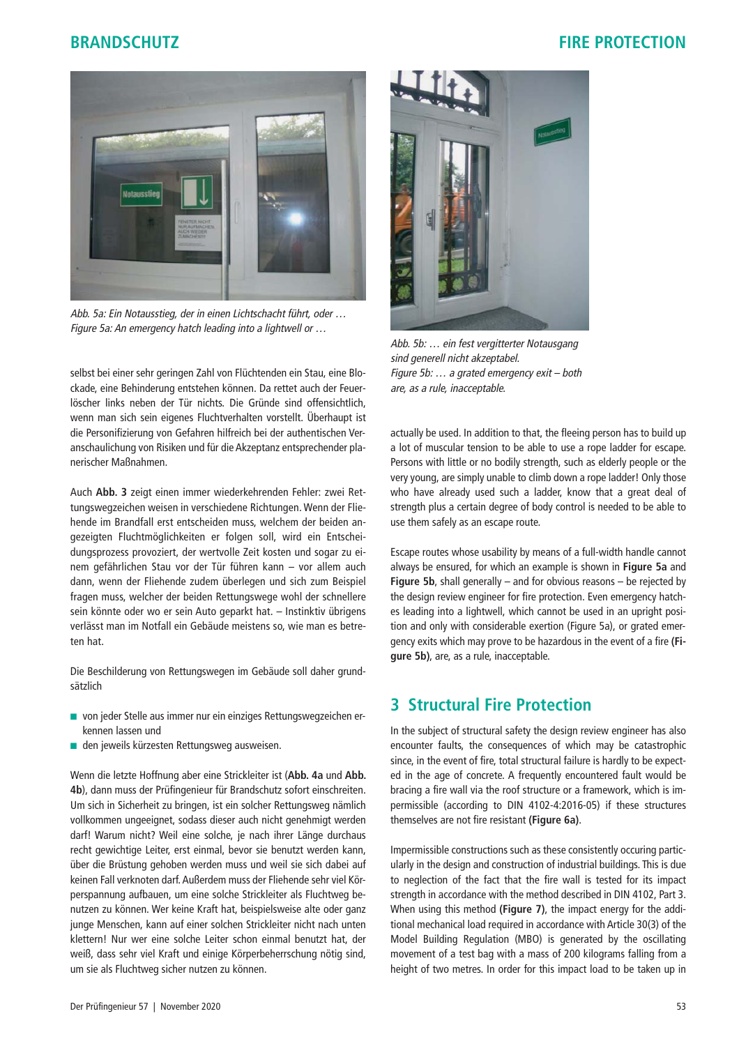Abb. 5a: Ein Notausstieg, der in einen Lichtschacht führt, oder …
Figure 5a: An emergency hatch leading into a lightwell or …

Abb. 5b: … ein fest vergitterter Notausgang sind generell nicht akzeptabel.
Figure 5b: … a grated emergency exit – both are, as a rule, inacceptable.

selbst bei einer sehr geringen Zahl von Flüchtenden ein Stau, eine Blockade, eine Behinderung entstehen können. Da rettet auch der Feuerlöscher links neben der Tür nichts. Die Gründe sind offensichtlich, wenn man sich sein eigenes Fluchtverhalten vorstellt. Überhaupt ist die Personifizierung von Gefahren hilfreich bei der authentischen Veranschaulichung von Risiken und für die Akzeptanz entsprechender planerischer Maßnahmen.

Auch **Abb. 3** zeigt einen immer wiederkehrenden Fehler: zwei Rettungswegzeichen weisen in verschiedene Richtungen. Wenn der Fliehende im Brandfall erst entscheiden muss, welchem der beiden angezeigten Fluchtmöglichkeiten er folgen soll, wird ein Entscheidungsprozess provoziert, der wertvolle Zeit kosten und sogar zu einem gefährlichen Stau vor der Tür führen kann – vor allem auch dann, wenn der Fliehende zudem überlegen und sich zum Beispiel fragen muss, welcher der beiden Rettungswege wohl der schnellere sein könnte oder wo er sein Auto geparkt hat. – Instinktiv übrigens verlässt man im Notfall ein Gebäude meistens so, wie man es betreten hat.

Die Beschilderung von Rettungswegen im Gebäude soll daher grundsätzlich

- von jeder Stelle aus immer nur ein einziges Rettungswegzeichen erkennen lassen und
- den jeweils kürzesten Rettungsweg ausweisen.

Wenn die letzte Hoffnung aber eine Strickleiter ist (**Abb. 4a** und **Abb. 4b**), dann muss der Prüfingenieur für Brandschutz sofort einschreiten. Um sich in Sicherheit zu bringen, ist ein solcher Rettungsweg nämlich vollkommen ungeeignet, sodass dieser auch nicht genehmigt werden darf! Warum nicht? Weil eine solche, je nach ihrer Länge durchaus recht gewichtige Leiter, erst einmal, bevor sie benutzt werden kann, über die Brüstung gehoben werden muss und weil sie sich dabei auf keinen Fall verknoten darf. Außerdem muss der Fliehende sehr viel Körperspannung aufbauen, um eine solche Strickleiter als Fluchtweg benutzen zu können. Wer keine Kraft hat, beispielsweise alte oder ganz junge Menschen, kann auf einer solchen Strickleiter nicht nach unten klettern! Nur wer eine solche Leiter schon einmal benutzt hat, der weiß, dass sehr viel Kraft und einige Körperbeherrschung nötig sind, um sie als Fluchtweg sicher nutzen zu können.

actually be used. In addition to that, the fleeing person has to build up a lot of muscular tension to be able to use a rope ladder for escape. Persons with little or no bodily strength, such as elderly people or the very young, are simply unable to climb down a rope ladder! Only those who have already used such a ladder, know that a great deal of strength plus a certain degree of body control is needed to be able to use them safely as an escape route.

Escape routes whose usability by means of a full-width handle cannot always be ensured, for which an example is shown in **Figure 5a** and **Figure 5b**, shall generally – and for obvious reasons – be rejected by the design review engineer for fire protection. Even emergency hatches leading into a lightwell, which cannot be used in an upright position and only with considerable exertion (Figure 5a), or grated emergency exits which may prove to be hazardous in the event of a fire **(Figure 5b)**, are, as a rule, inacceptable.

## 3 Structural Fire Protection

In the subject of structural safety the design review engineer has also encounter faults, the consequences of which may be catastrophic since, in the event of fire, total structural failure is hardly to be expected in the age of concrete. A frequently encountered fault would be bracing a fire wall via the roof structure or a framework, which is impermissible (according to DIN 4102-4:2016-05) if these structures themselves are not fire resistant **(Figure 6a)**.

Impermissible constructions such as these consistently occuring particularly in the design and construction of industrial buildings. This is due to neglection of the fact that the fire wall is tested for its impact strength in accordance with the method described in DIN 4102, Part 3. When using this method **(Figure 7)**, the impact energy for the additional mechanical load required in accordance with Article 30(3) of the Model Building Regulation (MBO) is generated by the oscillating movement of a test bag with a mass of 200 kilograms falling from a height of two metres. In order for this impact load to be taken up in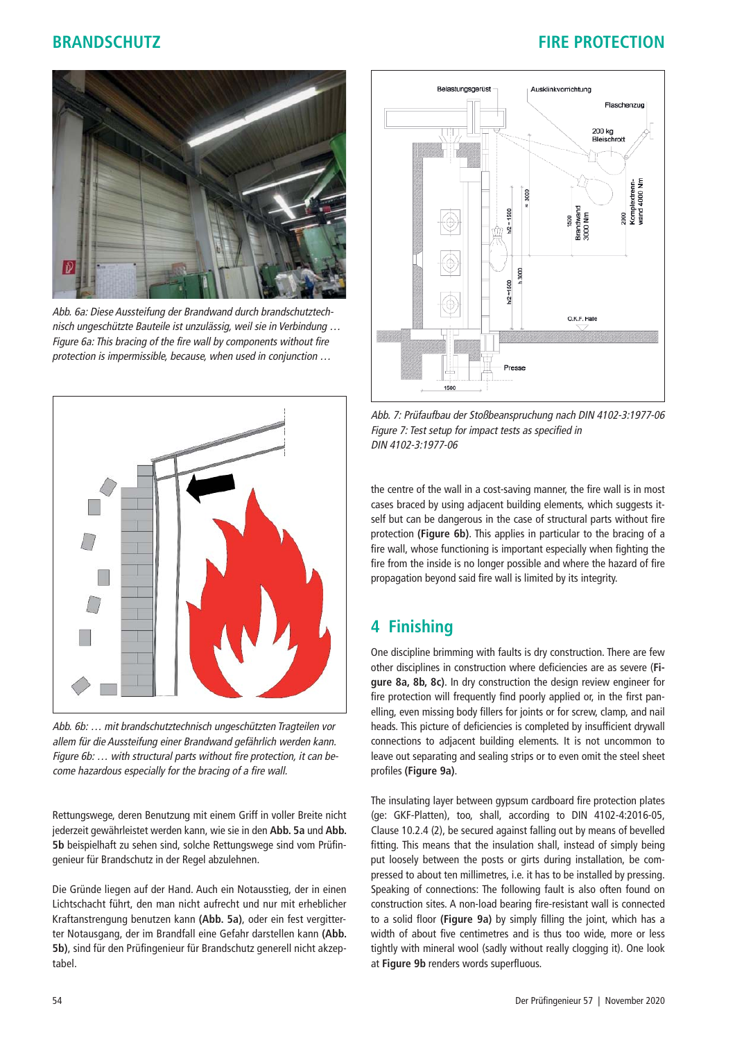Abb. 6a: Diese Aussteifung der Brandwand durch brandschutztechnisch ungeschützte Bauteile ist unzulässig, weil sie in Verbindung …
*Figure 6a: This bracing of the fire wall by components without fire protection is impermissible, because, when used in conjunction …*

*Abb. 6b: … mit brandschutztechnisch ungeschützten Tragteilen vor allem für die Aussteifung einer Brandwand gefährlich werden kann.*
*Figure 6b: … with structural parts without fire protection, it can become hazardous especially for the bracing of a fire wall.*

Rettungswege, deren Benutzung mit einem Griff in voller Breite nicht jederzeit gewährleistet werden kann, wie sie in den **Abb. 5a** und **Abb. 5b** beispielhaft zu sehen sind, solche Rettungswege sind vom Prüfingenieur für Brandschutz in der Regel abzulehnen.

Die Gründe liegen auf der Hand. Auch ein Notausstieg, der in einen Lichtschacht führt, den man nicht aufrecht und nur mit erheblicher Kraftanstrengung benutzen kann **(Abb. 5a)**, oder ein fest vergitterter Notausgang, der im Brandfall eine Gefahr darstellen kann **(Abb. 5b)**, sind für den Prüfingenieur für Brandschutz generell nicht akzeptabel.

*Abb. 7: Prüfaufbau der Stoßbeanspruchung nach DIN 4102-3:1977-06*
*Figure 7: Test setup for impact tests as specified in DIN 4102-3:1977-06*

the centre of the wall in a cost-saving manner, the fire wall is in most cases braced by using adjacent building elements, which suggests itself but can be dangerous in the case of structural parts without fire protection **(Figure 6b)**. This applies in particular to the bracing of a fire wall, whose functioning is important especially when fighting the fire from the inside is no longer possible and where the hazard of fire propagation beyond said fire wall is limited by its integrity.

## 4 Finishing

One discipline brimming with faults is dry construction. There are few other disciplines in construction where deficiencies are as severe (**Figure 8a, 8b, 8c**). In dry construction the design review engineer for fire protection will frequently find poorly applied or, in the first panelling, even missing body fillers for joints or for screw, clamp, and nail heads. This picture of deficiencies is completed by insufficient drywall connections to adjacent building elements. It is not uncommon to leave out separating and sealing strips or to even omit the steel sheet profiles **(Figure 9a)**.

The insulating layer between gypsum cardboard fire protection plates (ge: GKF-Platten), too, shall, according to DIN 4102-4:2016-05, Clause 10.2.4 (2), be secured against falling out by means of bevelled fitting. This means that the insulation shall, instead of simply being put loosely between the posts or girts during installation, be compressed to about ten millimetres, i.e. it has to be installed by pressing. Speaking of connections: The following fault is also often found on construction sites. A non-load bearing fire-resistant wall is connected to a solid floor **(Figure 9a)** by simply filling the joint, which has a width of about five centimetres and is thus too wide, more or less tightly with mineral wool (sadly without really clogging it). One look at **Figure 9b** renders words superfluous.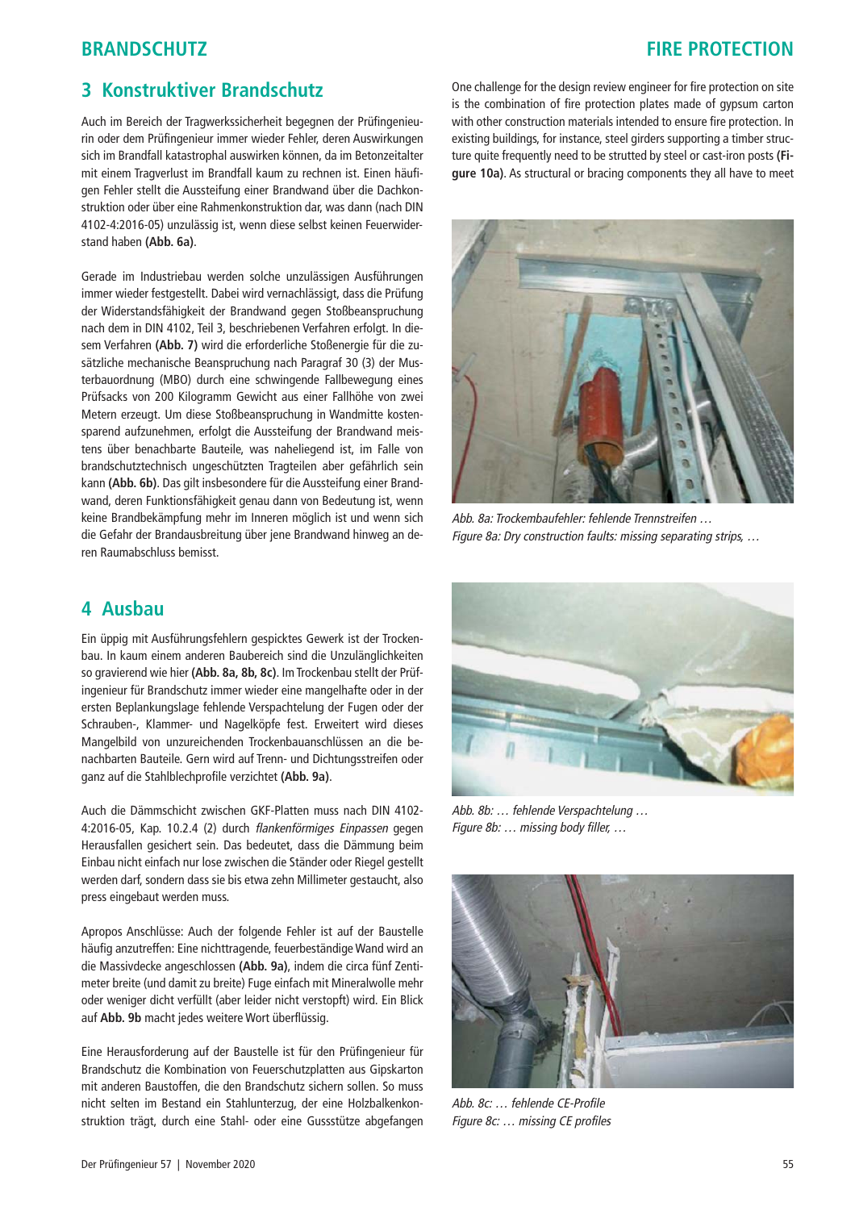## 3 Konstruktiver Brandschutz

Auch im Bereich der Tragwerkssicherheit begegnen der Prüfingenieurin oder dem Prüfingenieur immer wieder Fehler, deren Auswirkungen sich im Brandfall katastrophal auswirken können, da im Betonzeitalter mit einem Tragverlust im Brandfall kaum zu rechnen ist. Einen häufigen Fehler stellt die Aussteifung einer Brandwand über die Dachkonstruktion oder über eine Rahmenkonstruktion dar, was dann (nach DIN 4102-4:2016-05) unzulässig ist, wenn diese selbst keinen Feuerwiderstand haben **(Abb. 6a)**.

Gerade im Industriebau werden solche unzulässigen Ausführungen immer wieder festgestellt. Dabei wird vernachlässigt, dass die Prüfung der Widerstandsfähigkeit der Brandwand gegen Stoßbeanspruchung nach dem in DIN 4102, Teil 3, beschriebenen Verfahren erfolgt. In diesem Verfahren **(Abb. 7)** wird die erforderliche Stoßenergie für die zusätzliche mechanische Beanspruchung nach Paragraf 30 (3) der Musterbauordnung (MBO) durch eine schwingende Fallbewegung eines Prüfsacks von 200 Kilogramm Gewicht aus einer Fallhöhe von zwei Metern erzeugt. Um diese Stoßbeanspruchung in Wandmitte kostensparend aufzunehmen, erfolgt die Aussteifung der Brandwand meistens über benachbarte Bauteile, was naheliegend ist, im Falle von brandschutztechnisch ungeschützten Tragteilen aber gefährlich sein kann **(Abb. 6b)**. Das gilt insbesondere für die Aussteifung einer Brandwand, deren Funktionsfähigkeit genau dann von Bedeutung ist, wenn keine Brandbekämpfung mehr im Inneren möglich ist und wenn sich die Gefahr der Brandausbreitung über jene Brandwand hinweg an deren Raumabschluss bemisst.

## 4 Ausbau

Ein üppig mit Ausführungsfehlern gespicktes Gewerk ist der Trockenbau. In kaum einem anderen Baubereich sind die Unzulänglichkeiten so gravierend wie hier **(Abb. 8a, 8b, 8c)**. Im Trockenbau stellt der Prüfingenieur für Brandschutz immer wieder eine mangelhafte oder in der ersten Beplankungslage fehlende Verspachtelung der Fugen oder der Schrauben-, Klammer- und Nagelköpfe fest. Erweitert wird dieses Mangelbild von unzureichenden Trockenbauanschlüssen an die benachbarten Bauteile. Gern wird auf Trenn- und Dichtungsstreifen oder ganz auf die Stahlblechprofile verzichtet **(Abb. 9a)**.

Auch die Dämmschicht zwischen GKF-Platten muss nach DIN 4102-4:2016-05, Kap. 10.2.4 (2) durch *flankenförmiges Einpassen* gegen Herausfallen gesichert sein. Das bedeutet, dass die Dämmung beim Einbau nicht einfach nur lose zwischen die Ständer oder Riegel gestellt werden darf, sondern dass sie bis etwa zehn Millimeter gestaucht, also press eingebaut werden muss.

Apropos Anschlüsse: Auch der folgende Fehler ist auf der Baustelle häufig anzutreffen: Eine nichttragende, feuerbeständige Wand wird an die Massivdecke angeschlossen **(Abb. 9a)**, indem die circa fünf Zentimeter breite (und damit zu breite) Fuge einfach mit Mineralwolle mehr oder weniger dicht verfüllt (aber leider nicht verstopft) wird. Ein Blick auf **Abb. 9b** macht jedes weitere Wort überflüssig.

Eine Herausforderung auf der Baustelle ist für den Prüfingenieur für Brandschutz die Kombination von Feuerschutzplatten aus Gipskarton mit anderen Baustoffen, die den Brandschutz sichern sollen. So muss nicht selten im Bestand ein Stahlunterzug, der eine Holzbalkenkonstruktion trägt, durch eine Stahl- oder eine Gussstütze abgefangen

One challenge for the design review engineer for fire protection on site is the combination of fire protection plates made of gypsum carton with other construction materials intended to ensure fire protection. In existing buildings, for instance, steel girders supporting a timber structure quite frequently need to be strutted by steel or cast-iron posts **(Figure 10a)**. As structural or bracing components they all have to meet

*Abb. 8a: Trockembaufehler: fehlende Trennstreifen …*
*Figure 8a: Dry construction faults: missing separating strips, …*

*Abb. 8b: … fehlende Verspachtelung …*
*Figure 8b: … missing body filler, …*

*Abb. 8c: … fehlende CE-Profile*
*Figure 8c: … missing CE profiles*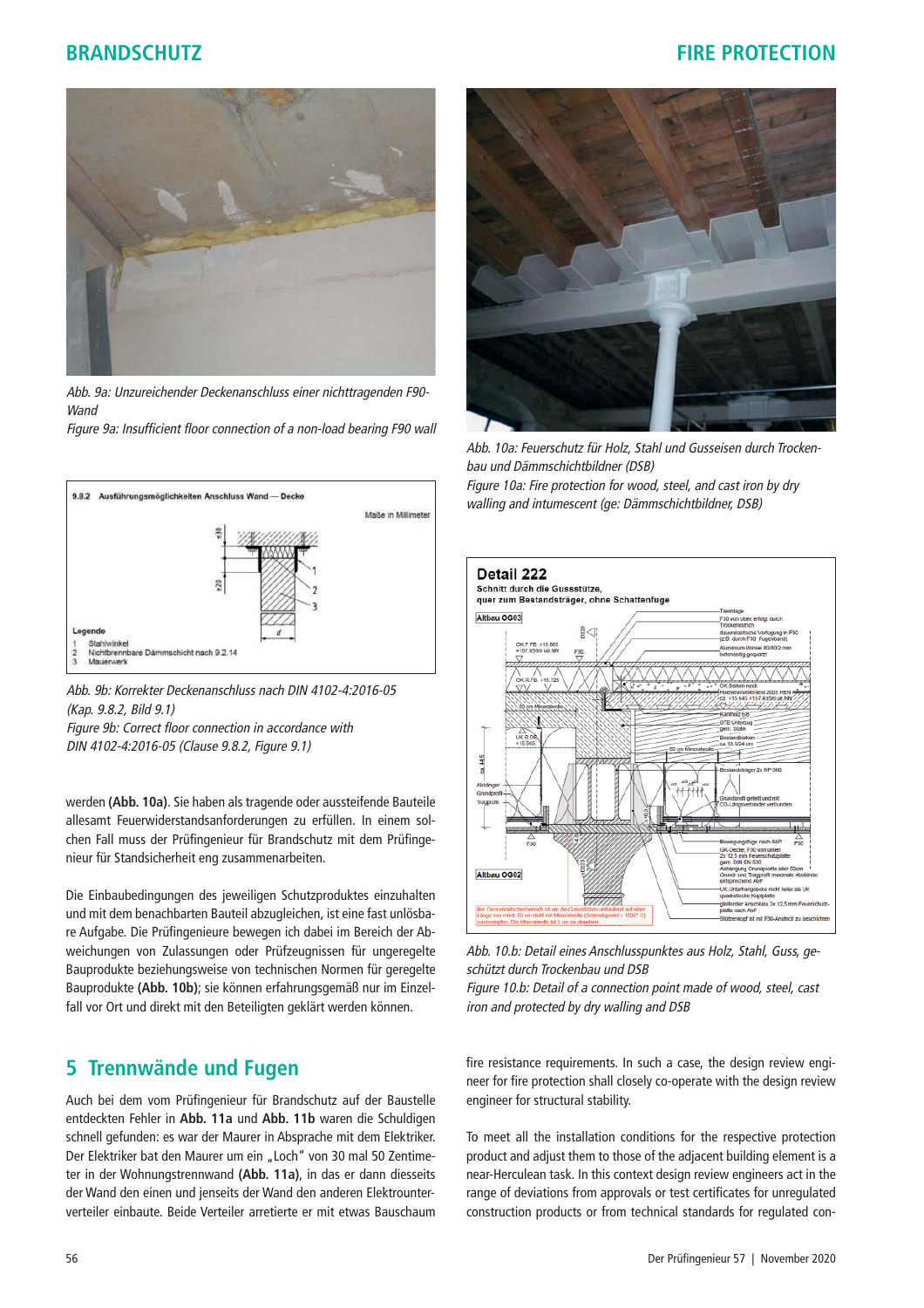Abb. 9a: Unzureichender Deckenanschluss einer nichttragenden F90-Wand

*Figure 9a: Insufficient floor connection of a non-load bearing F90 wall*

Abb. 9b: Korrekter Deckenanschluss nach DIN 4102-4:2016-05 (Kap. 9.8.2, Bild 9.1)

*Figure 9b: Correct floor connection in accordance with DIN 4102-4:2016-05 (Clause 9.8.2, Figure 9.1)*

Abb. 10a: Feuerschutz für Holz, Stahl und Gusseisen durch Trockenbau und Dämmschichtbildner (DSB)

*Figure 10a: Fire protection for wood, steel, and cast iron by dry walling and intumescent (ge: Dämmschichtbildner, DSB)*

Abb. 10.b: Detail eines Anschlusspunktes aus Holz, Stahl, Guss, geschützt durch Trockenbau und DSB

*Figure 10.b: Detail of a connection point made of wood, steel, cast iron and protected by dry walling and DSB*

werden **(Abb. 10a)**. Sie haben als tragende oder aussteifende Bauteile allesamt Feuerwiderstandsanforderungen zu erfüllen. In einem solchen Fall muss der Prüfingenieur für Brandschutz mit dem Prüfingenieur für Standsicherheit eng zusammenarbeiten.

Die Einbaubedingungen des jeweiligen Schutzproduktes einzuhalten und mit dem benachbarten Bauteil abzugleichen, ist eine fast unlösbare Aufgabe. Die Prüfingenieure bewegen ich dabei im Bereich der Abweichungen von Zulassungen oder Prüfzeugnissen für ungeregelte Bauprodukte beziehungsweise von technischen Normen für geregelte Bauprodukte **(Abb. 10b)**; sie können erfahrungsgemäß nur im Einzelfall vor Ort und direkt mit den Beteiligten geklärt werden können.

## 5 Trennwände und Fugen

Auch bei dem vom Prüfingenieur für Brandschutz auf der Baustelle entdeckten Fehler in **Abb. 11a** und **Abb. 11b** waren die Schuldigen schnell gefunden: es war der Maurer in Absprache mit dem Elektriker. Der Elektriker bat den Maurer um ein „Loch" von 30 mal 50 Zentimeter in der Wohnungstrennwand **(Abb. 11a)**, in das er dann diesseits der Wand den einen und jenseits der Wand den anderen Elektrounterverteiler einbaute. Beide Verteiler arretierte er mit etwas Bauschaum

fire resistance requirements. In such a case, the design review engineer for fire protection shall closely co-operate with the design review engineer for structural stability.

To meet all the installation conditions for the respective protection product and adjust them to those of the adjacent building element is a near-Herculean task. In this context design review engineers act in the range of deviations from approvals or test certificates for unregulated construction products or from technical standards for regulated con-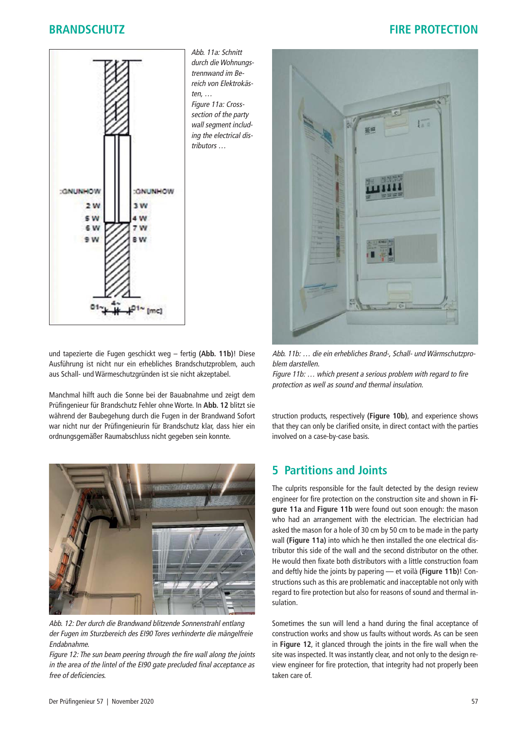Abb. 11a: Schnitt durch die Wohnungstrennwand im Bereich von Elektrokästen, …

Figure 11a: Cross-section of the party wall segment including the electrical distributors …

und tapezierte die Fugen geschickt weg – fertig **(Abb. 11b)**! Diese Ausführung ist nicht nur ein erhebliches Brandschutzproblem, auch aus Schall- und Wärmeschutzgründen ist sie nicht akzeptabel.

Manchmal hilft auch die Sonne bei der Bauabnahme und zeigt dem Prüfingenieur für Brandschutz Fehler ohne Worte. In **Abb. 12** blitzt sie während der Baubegehung durch die Fugen in der Brandwand Sofort war nicht nur der Prüfingenieurin für Brandschutz klar, dass hier ein ordnungsgemäßer Raumabschluss nicht gegeben sein konnte.

*Abb. 12: Der durch die Brandwand blitzende Sonnenstrahl entlang der Fugen im Sturzbereich des EI90 Tores verhinderte die mängelfreie Endabnahme.*

*Figure 12: The sun beam peering through the fire wall along the joints in the area of the lintel of the EI90 gate precluded final acceptance as free of deficiencies.*

*Abb. 11b: … die ein erhebliches Brand-, Schall- und Wärmeschutzproblem darstellen.*

*Figure 11b: … which present a serious problem with regard to fire protection as well as sound and thermal insulation.*

struction products, respectively **(Figure 10b)**, and experience shows that they can only be clarified onsite, in direct contact with the parties involved on a case-by-case basis.

## 5 Partitions and Joints

The culprits responsible for the fault detected by the design review engineer for fire protection on the construction site and shown in **Figure 11a** and **Figure 11b** were found out soon enough: the mason who had an arrangement with the electrician. The electrician had asked the mason for a hole of 30 cm by 50 cm to be made in the party wall **(Figure 11a)** into which he then installed the one electrical distributor this side of the wall and the second distributor on the other. He would then fixate both distributors with a little construction foam and deftly hide the joints by papering — et voilà **(Figure 11b)**! Constructions such as this are problematic and inacceptable not only with regard to fire protection but also for reasons of sound and thermal insulation.

Sometimes the sun will lend a hand during the final acceptance of construction works and show us faults without words. As can be seen in **Figure 12**, it glanced through the joints in the fire wall when the site was inspected. It was instantly clear, and not only to the design review engineer for fire protection, that integrity had not properly been taken care of.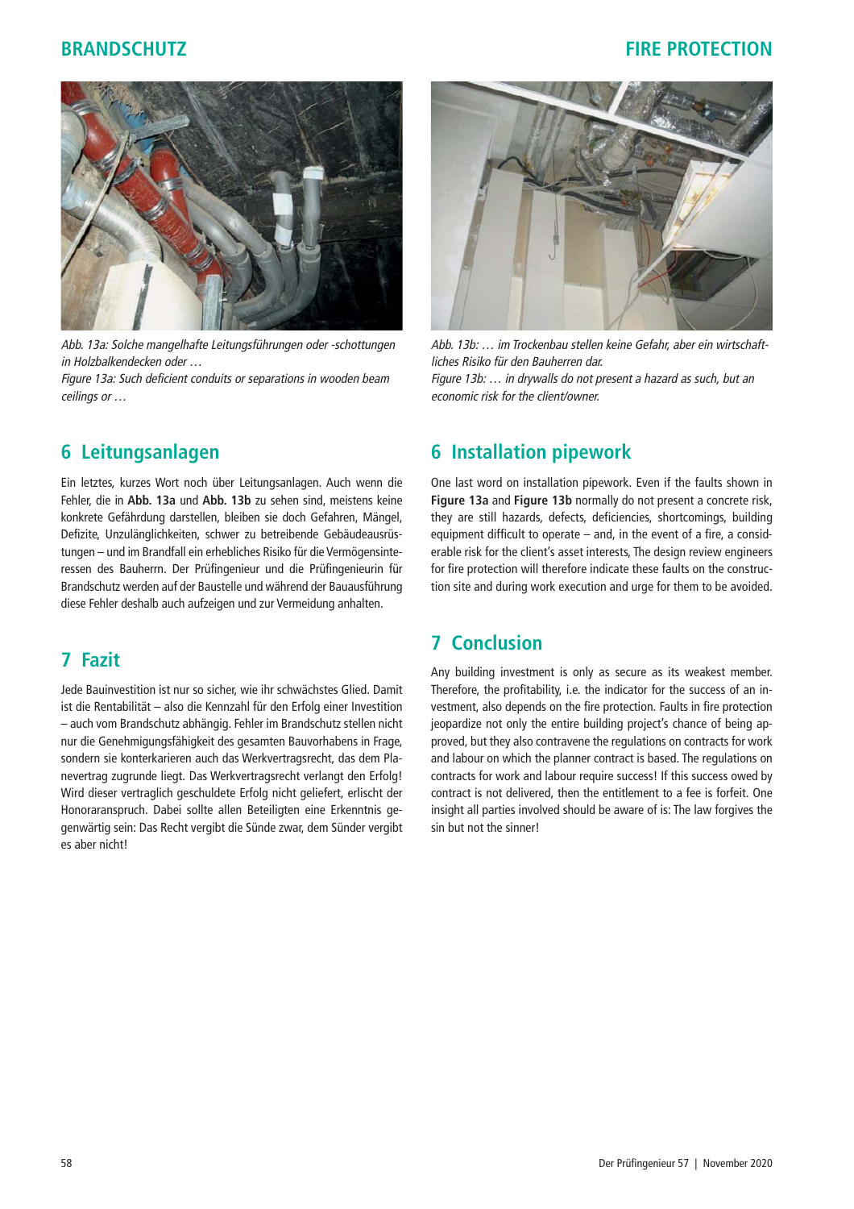*Abb. 13a: Solche mangelhafte Leitungsführungen oder -schottungen in Holzbalkendecken oder …*
*Figure 13a: Such deficient conduits or separations in wooden beam ceilings or …*

*Abb. 13b: … im Trockenbau stellen keine Gefahr, aber ein wirtschaftliches Risiko für den Bauherren dar.*
*Figure 13b: … in drywalls do not present a hazard as such, but an economic risk for the client/owner.*

## 6 Leitungsanlagen

Ein letztes, kurzes Wort noch über Leitungsanlagen. Auch wenn die Fehler, die in **Abb. 13a** und **Abb. 13b** zu sehen sind, meistens keine konkrete Gefährdung darstellen, bleiben sie doch Gefahren, Mängel, Defizite, Unzulänglichkeiten, schwer zu betreibende Gebäudeausrüstungen – und im Brandfall ein erhebliches Risiko für die Vermögensinteressen des Bauherrn. Der Prüfingenieur und die Prüfingenieurin für Brandschutz werden auf der Baustelle und während der Bauausführung diese Fehler deshalb auch aufzeigen und zur Vermeidung anhalten.

## 7 Fazit

Jede Bauinvestition ist nur so sicher, wie ihr schwächstes Glied. Damit ist die Rentabilität – also die Kennzahl für den Erfolg einer Investition – auch vom Brandschutz abhängig. Fehler im Brandschutz stellen nicht nur die Genehmigungsfähigkeit des gesamten Bauvorhabens in Frage, sondern sie konterkarieren auch das Werkvertragsrecht, das dem Planevertrag zugrunde liegt. Das Werkvertragsrecht verlangt den Erfolg! Wird dieser vertraglich geschuldete Erfolg nicht geliefert, erlischt der Honoraranspruch. Dabei sollte allen Beteiligten eine Erkenntnis gegenwärtig sein: Das Recht vergibt die Sünde zwar, dem Sünder vergibt es aber nicht!

## 6 Installation pipework

One last word on installation pipework. Even if the faults shown in **Figure 13a** and **Figure 13b** normally do not present a concrete risk, they are still hazards, defects, deficiencies, shortcomings, building equipment difficult to operate – and, in the event of a fire, a considerable risk for the client's asset interests, The design review engineers for fire protection will therefore indicate these faults on the construction site and during work execution and urge for them to be avoided.

## 7 Conclusion

Any building investment is only as secure as its weakest member. Therefore, the profitability, i.e. the indicator for the success of an investment, also depends on the fire protection. Faults in fire protection jeopardize not only the entire building project's chance of being approved, but they also contravene the regulations on contracts for work and labour on which the planner contract is based. The regulations on contracts for work and labour require success! If this success owed by contract is not delivered, then the entitlement to a fee is forfeit. One insight all parties involved should be aware of is: The law forgives the sin but not the sinner!